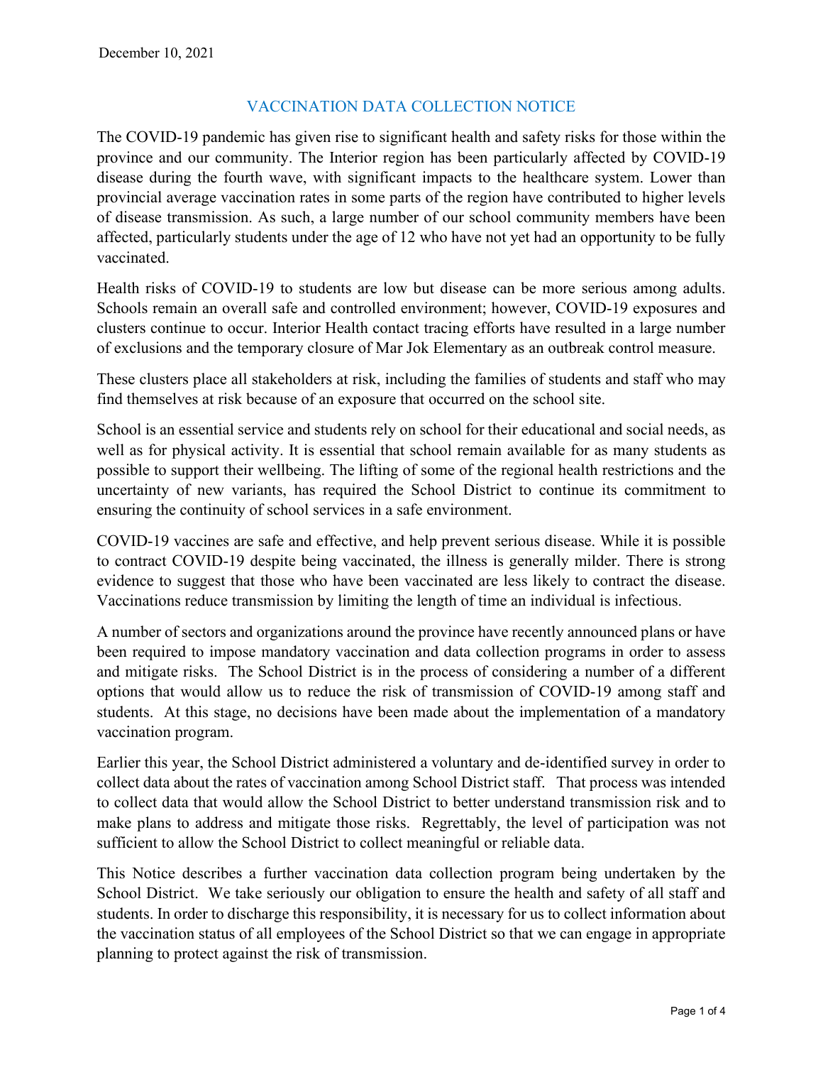December 10, 2021

# VACCINATION DATA COLLECTION NOTICE

The COVID-19 pandemic has given rise to significant health and safety risks for those within the province and our community. The Interior region has been particularly affected by COVID-19 disease during the fourth wave, with significant impacts to the healthcare system. Lower than provincial average vaccination rates in some parts of the region have contributed to higher levels of disease transmission. As such, a large number of our school community members have been affected, particularly students under the age of 12 who have not yet had an opportunity to be fully vaccinated.

Health risks of COVID-19 to students are low but disease can be more serious among adults. Schools remain an overall safe and controlled environment; however, COVID-19 exposures and clusters continue to occur. Interior Health contact tracing efforts have resulted in a large number of exclusions and the temporary closure of Mar Jok Elementary as an outbreak control measure.

These clusters place all stakeholders at risk, including the families of students and staff who may find themselves at risk because of an exposure that occurred on the school site.

School is an essential service and students rely on school for their educational and social needs, as well as for physical activity. It is essential that school remain available for as many students as possible to support their wellbeing. The lifting of some of the regional health restrictions and the uncertainty of new variants, has required the School District to continue its commitment to ensuring the continuity of school services in a safe environment.

COVID-19 vaccines are safe and effective, and help prevent serious disease. While it is possible to contract COVID-19 despite being vaccinated, the illness is generally milder. There is strong evidence to suggest that those who have been vaccinated are less likely to contract the disease. Vaccinations reduce transmission by limiting the length of time an individual is infectious.

A number of sectors and organizations around the province have recently announced plans or have been required to impose mandatory vaccination and data collection programs in order to assess and mitigate risks. The School District is in the process of considering a number of a different options that would allow us to reduce the risk of transmission of COVID-19 among staff and students. At this stage, no decisions have been made about the implementation of a mandatory vaccination program.

Earlier this year, the School District administered a voluntary and de-identified survey in order to collect data about the rates of vaccination among School District staff. That process was intended to collect data that would allow the School District to better understand transmission risk and to make plans to address and mitigate those risks. Regrettably, the level of participation was not sufficient to allow the School District to collect meaningful or reliable data.

This Notice describes a further vaccination data collection program being undertaken by the School District. We take seriously our obligation to ensure the health and safety of all staff and students. In order to discharge this responsibility, it is necessary for us to collect information about the vaccination status of all employees of the School District so that we can engage in appropriate planning to protect against the risk of transmission.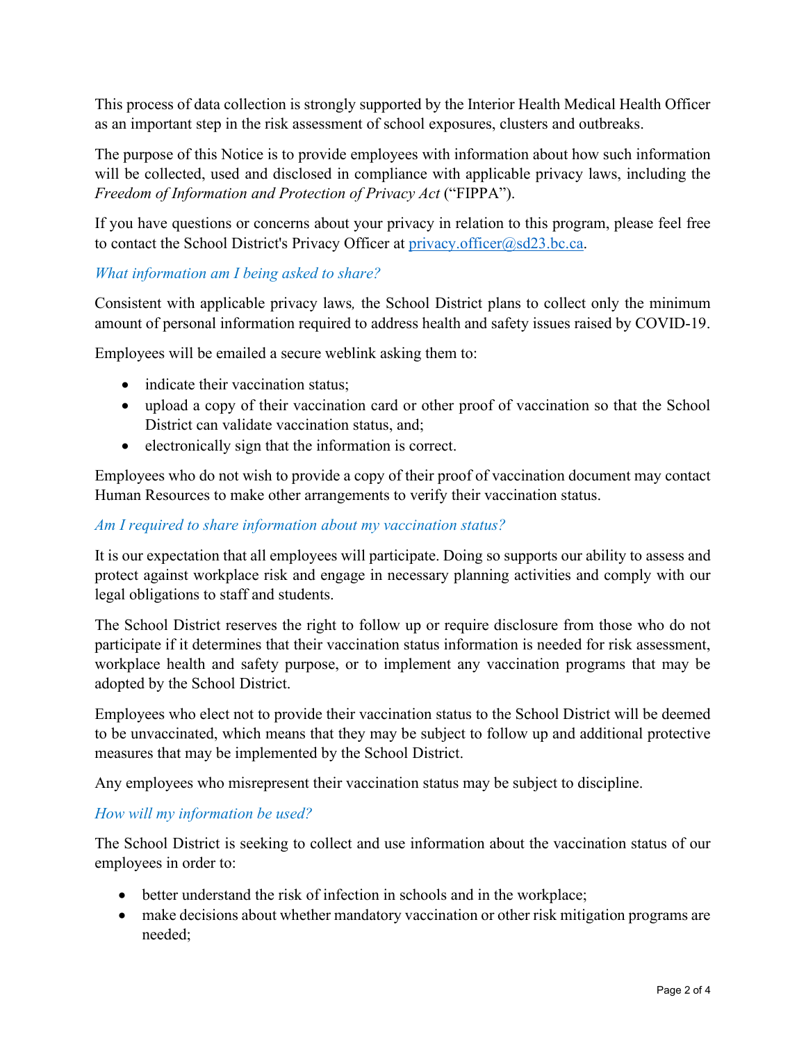This process of data collection is strongly supported by the Interior Health Medical Health Officer as an important step in the risk assessment of school exposures, clusters and outbreaks.

The purpose of this Notice is to provide employees with information about how such information will be collected, used and disclosed in compliance with applicable privacy laws, including the *Freedom of Information and Protection of Privacy Act* ("FIPPA").

If you have questions or concerns about your privacy in relation to this program, please feel free to contact the School District's Privacy Officer at [privacy.officer@sd23.bc.ca](mailto:privacy.officer@sd23.bc.ca).

### *What information am I being asked to share?*

Consistent with applicable privacy laws*,* the School District plans to collect only the minimum amount of personal information required to address health and safety issues raised by COVID-19.

Employees will be emailed a secure weblink asking them to:

- indicate their vaccination status;
- upload a copy of their vaccination card or other proof of vaccination so that the School District can validate vaccination status, and;
- electronically sign that the information is correct.

Employees who do not wish to provide a copy of their proof of vaccination document may contact Human Resources to make other arrangements to verify their vaccination status.

### *Am I required to share information about my vaccination status?*

It is our expectation that all employees will participate. Doing so supports our ability to assess and protect against workplace risk and engage in necessary planning activities and comply with our legal obligations to staff and students.

The School District reserves the right to follow up or require disclosure from those who do not participate if it determines that their vaccination status information is needed for risk assessment, workplace health and safety purpose, or to implement any vaccination programs that may be adopted by the School District.

Employees who elect not to provide their vaccination status to the School District will be deemed to be unvaccinated, which means that they may be subject to follow up and additional protective measures that may be implemented by the School District.

Any employees who misrepresent their vaccination status may be subject to discipline.

### *How will my information be used?*

The School District is seeking to collect and use information about the vaccination status of our employees in order to:

- better understand the risk of infection in schools and in the workplace;
- make decisions about whether mandatory vaccination or other risk mitigation programs are needed;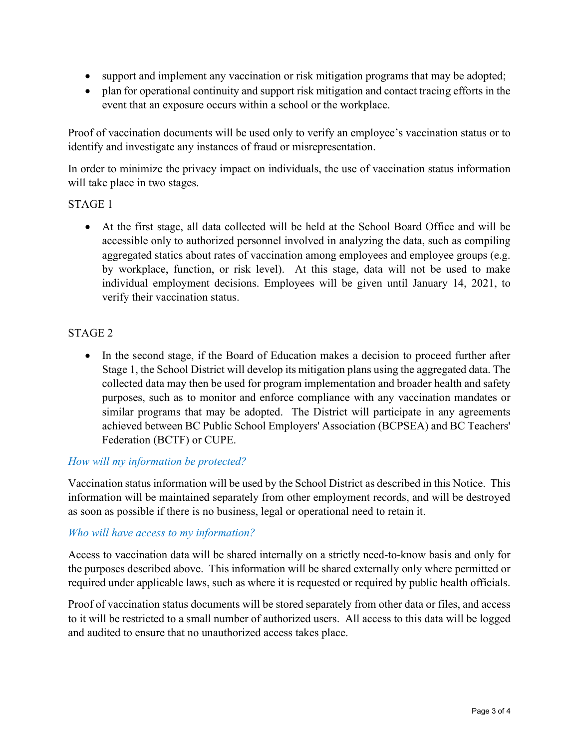- support and implement any vaccination or risk mitigation programs that may be adopted;
- plan for operational continuity and support risk mitigation and contact tracing efforts in the event that an exposure occurs within a school or the workplace.

Proof of vaccination documents will be used only to verify an employee's vaccination status or to identify and investigate any instances of fraud or misrepresentation.

In order to minimize the privacy impact on individuals, the use of vaccination status information will take place in two stages.

STAGE 1

- At the first stage, all data collected will be held at the School Board Office and will be accessible only to authorized personnel involved in analyzing the data, such as compiling aggregated statics about rates of vaccination among employees and employee groups (e.g. by workplace, function, or risk level). At this stage, data will not be used to make individual employment decisions. Employees will be given until January 14, 2021, to verify their vaccination status.

STAGE 2

- In the second stage, if the Board of Education makes a decision to proceed further after Stage 1, the School District will develop its mitigation plans using the aggregated data. The collected data may then be used for program implementation and broader health and safety purposes, such as to monitor and enforce compliance with any vaccination mandates or similar programs that may be adopted. The District will participate in any agreements achieved between BC Public School Employers' Association (BCPSEA) and BC Teachers' Federation (BCTF) or CUPE.

*How will my information be protected?*

Vaccination status information will be used by the School District as described in this Notice. This information will be maintained separately from other employment records, and will be destroyed as soon as possible if there is no business, legal or operational need to retain it.

*Who will have access to my information?*

Access to vaccination data will be shared internally on a strictly need-to-know basis and only for the purposes described above. This information will be shared externally only where permitted or required under applicable laws, such as where it is requested or required by public health officials.

Proof of vaccination status documents will be stored separately from other data or files, and access to it will be restricted to a small number of authorized users. All access to this data will be logged and audited to ensure that no unauthorized access takes place.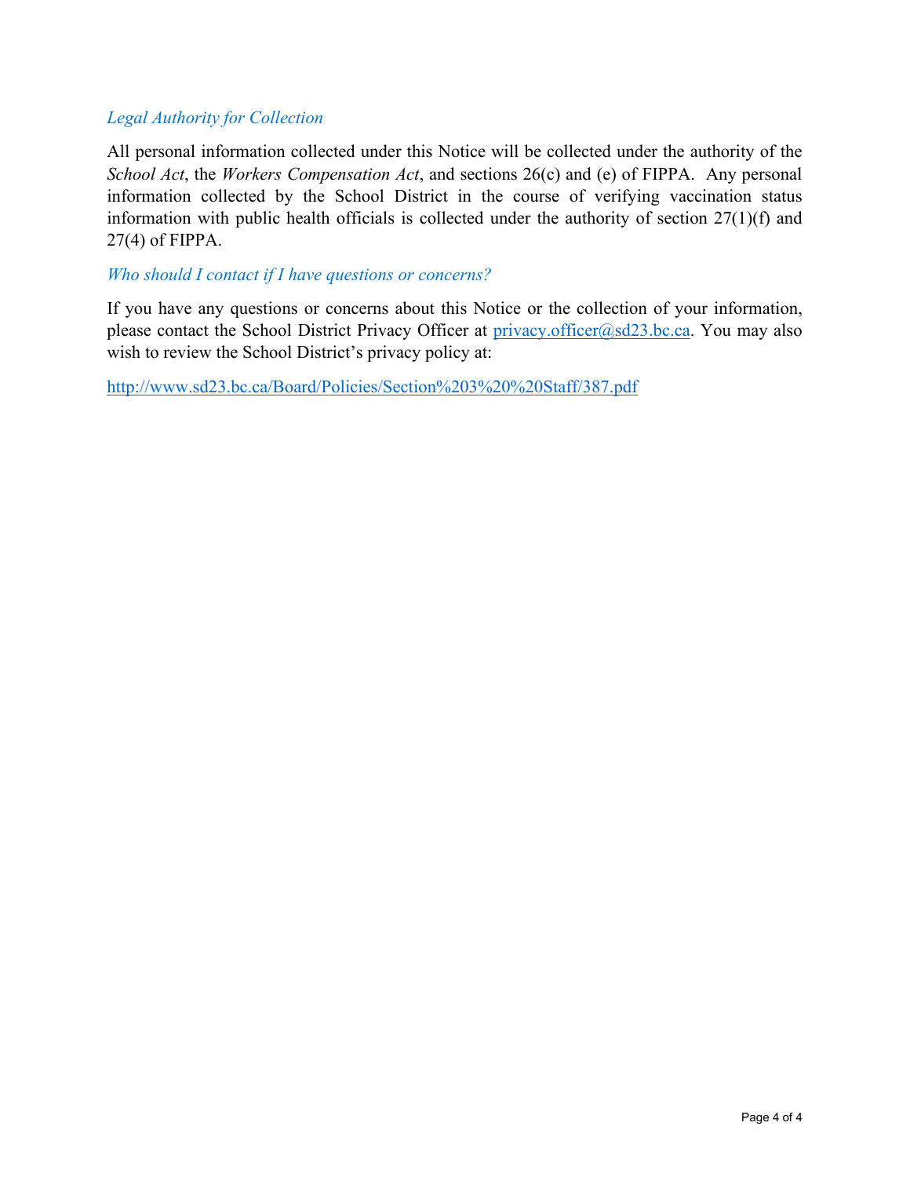### *Legal Authority for Collection*

All personal information collected under this Notice will be collected under the authority of the *School Act*, the *Workers Compensation Act*, and sections 26(c) and (e) of FIPPA. Any personal information collected by the School District in the course of verifying vaccination status information with public health officials is collected under the authority of section 27(1)(f) and 27(4) of FIPPA.

### *Who should I contact if I have questions or concerns?*

If you have any questions or concerns about this Notice or the collection of your information, please contact the School District Privacy Officer at privacy.officer@sd23.bc.ca. You may also wish to review the School District's privacy policy at:

http://www.sd23.bc.ca/Board/Policies/Section%203%20%20Staff/387.pdf